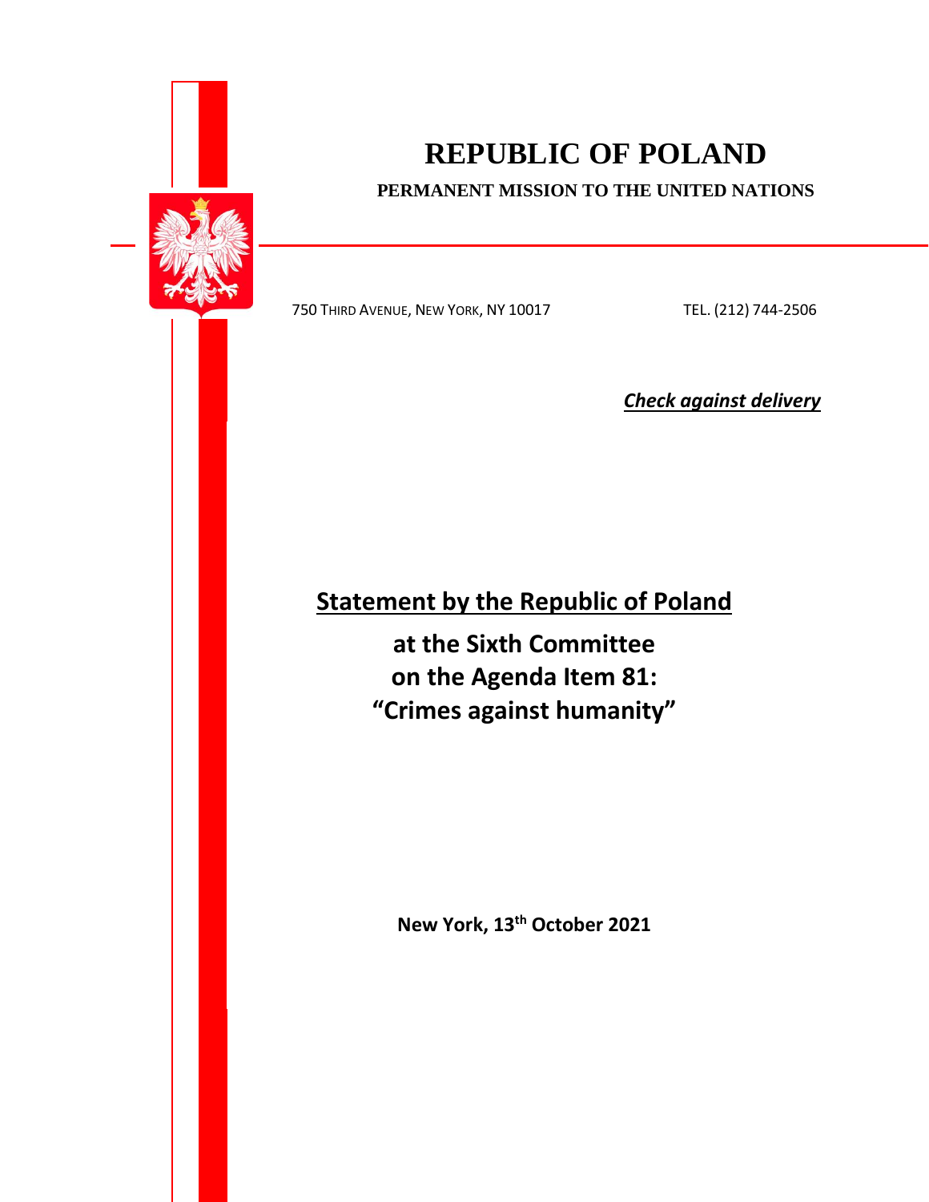# REPUBLIC OF POLAND

**PERMANENT MISSION TO THE UNITED NATIONS**

750 THIRD AVENUE, NEW YORK, NY 10017 TEL. (212) 744-2506

***Check against delivery***

## Statement by the Republic of Poland

**at the Sixth Committee**
**on the Agenda Item 81:**
**"Crimes against humanity"**

**New York, 13th October 2021**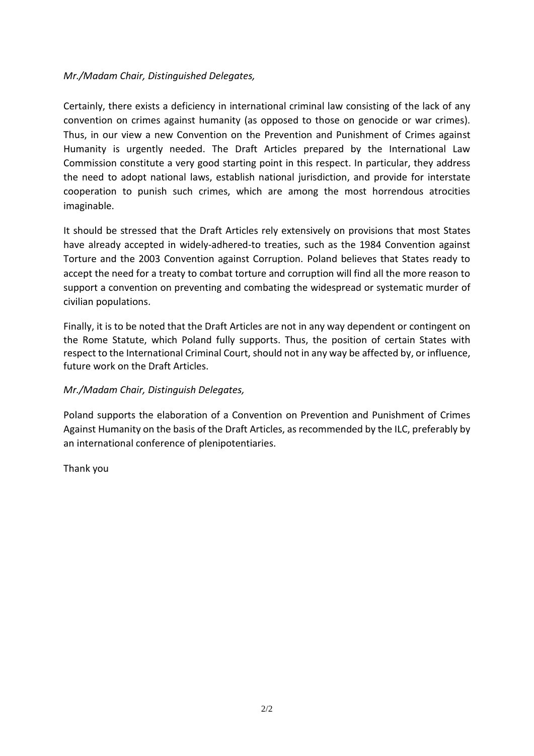*Mr./Madam Chair, Distinguished Delegates,*

Certainly, there exists a deficiency in international criminal law consisting of the lack of any convention on crimes against humanity (as opposed to those on genocide or war crimes). Thus, in our view a new Convention on the Prevention and Punishment of Crimes against Humanity is urgently needed. The Draft Articles prepared by the International Law Commission constitute a very good starting point in this respect. In particular, they address the need to adopt national laws, establish national jurisdiction, and provide for interstate cooperation to punish such crimes, which are among the most horrendous atrocities imaginable.

It should be stressed that the Draft Articles rely extensively on provisions that most States have already accepted in widely-adhered-to treaties, such as the 1984 Convention against Torture and the 2003 Convention against Corruption. Poland believes that States ready to accept the need for a treaty to combat torture and corruption will find all the more reason to support a convention on preventing and combating the widespread or systematic murder of civilian populations.

Finally, it is to be noted that the Draft Articles are not in any way dependent or contingent on the Rome Statute, which Poland fully supports. Thus, the position of certain States with respect to the International Criminal Court, should not in any way be affected by, or influence, future work on the Draft Articles.

*Mr./Madam Chair, Distinguish Delegates,*

Poland supports the elaboration of a Convention on Prevention and Punishment of Crimes Against Humanity on the basis of the Draft Articles, as recommended by the ILC, preferably by an international conference of plenipotentiaries.

Thank you